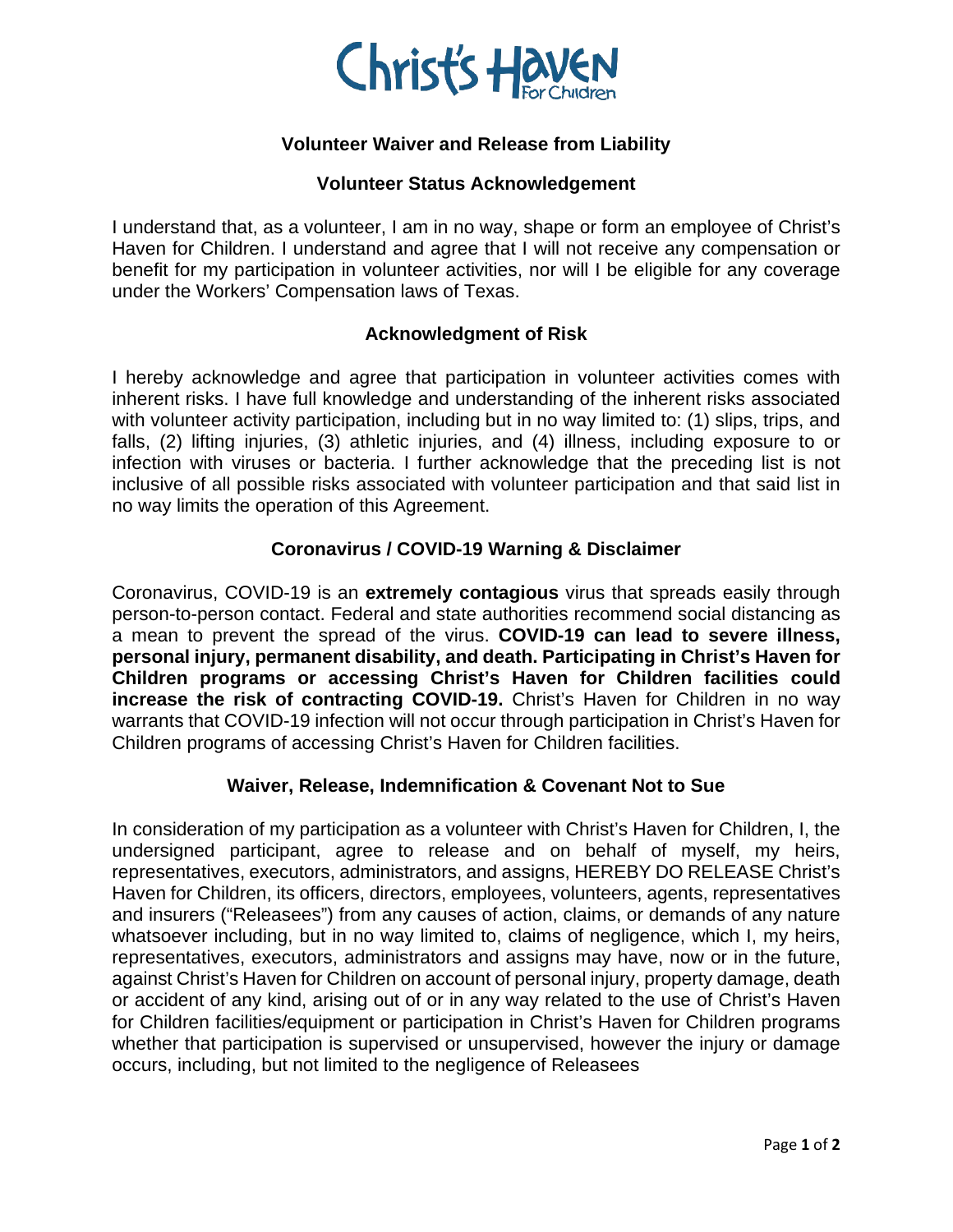Christ's Haven For Children

# Volunteer Waiver and Release from Liability

## Volunteer Status Acknowledgement

I understand that, as a volunteer, I am in no way, shape or form an employee of Christ's Haven for Children. I understand and agree that I will not receive any compensation or benefit for my participation in volunteer activities, nor will I be eligible for any coverage under the Workers' Compensation laws of Texas.

## Acknowledgment of Risk

I hereby acknowledge and agree that participation in volunteer activities comes with inherent risks. I have full knowledge and understanding of the inherent risks associated with volunteer activity participation, including but in no way limited to: (1) slips, trips, and falls, (2) lifting injuries, (3) athletic injuries, and (4) illness, including exposure to or infection with viruses or bacteria. I further acknowledge that the preceding list is not inclusive of all possible risks associated with volunteer participation and that said list in no way limits the operation of this Agreement.

## Coronavirus / COVID-19 Warning & Disclaimer

Coronavirus, COVID-19 is an **extremely contagious** virus that spreads easily through person-to-person contact. Federal and state authorities recommend social distancing as a mean to prevent the spread of the virus. **COVID-19 can lead to severe illness, personal injury, permanent disability, and death. Participating in Christ's Haven for Children programs or accessing Christ's Haven for Children facilities could increase the risk of contracting COVID-19.** Christ's Haven for Children in no way warrants that COVID-19 infection will not occur through participation in Christ's Haven for Children programs of accessing Christ's Haven for Children facilities.

## Waiver, Release, Indemnification & Covenant Not to Sue

In consideration of my participation as a volunteer with Christ's Haven for Children, I, the undersigned participant, agree to release and on behalf of myself, my heirs, representatives, executors, administrators, and assigns, HEREBY DO RELEASE Christ's Haven for Children, its officers, directors, employees, volunteers, agents, representatives and insurers ("Releasees") from any causes of action, claims, or demands of any nature whatsoever including, but in no way limited to, claims of negligence, which I, my heirs, representatives, executors, administrators and assigns may have, now or in the future, against Christ's Haven for Children on account of personal injury, property damage, death or accident of any kind, arising out of or in any way related to the use of Christ's Haven for Children facilities/equipment or participation in Christ's Haven for Children programs whether that participation is supervised or unsupervised, however the injury or damage occurs, including, but not limited to the negligence of Releasees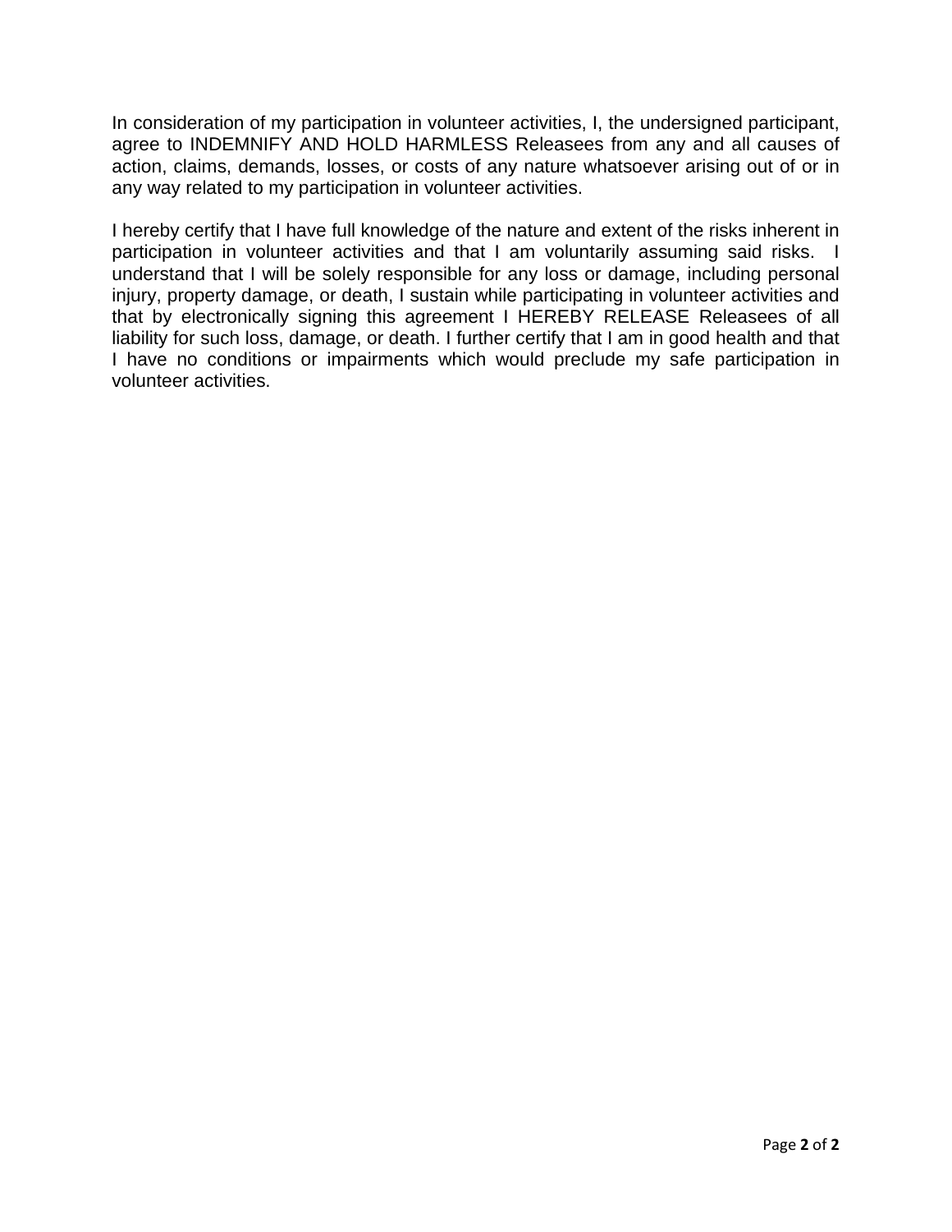In consideration of my participation in volunteer activities, I, the undersigned participant, agree to INDEMNIFY AND HOLD HARMLESS Releasees from any and all causes of action, claims, demands, losses, or costs of any nature whatsoever arising out of or in any way related to my participation in volunteer activities.

I hereby certify that I have full knowledge of the nature and extent of the risks inherent in participation in volunteer activities and that I am voluntarily assuming said risks. I understand that I will be solely responsible for any loss or damage, including personal injury, property damage, or death, I sustain while participating in volunteer activities and that by electronically signing this agreement I HEREBY RELEASE Releasees of all liability for such loss, damage, or death. I further certify that I am in good health and that I have no conditions or impairments which would preclude my safe participation in volunteer activities.